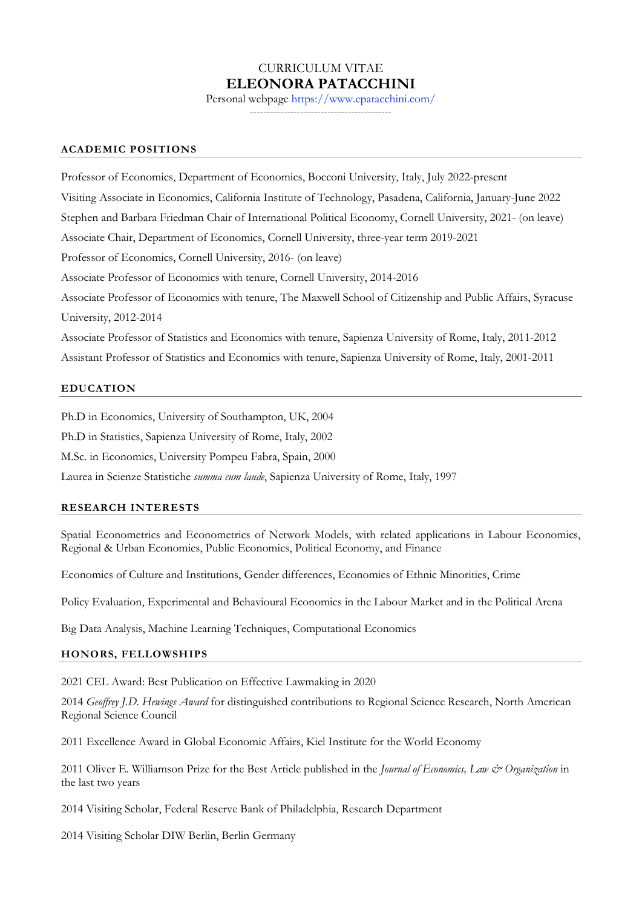# CURRICULUM VITAE
# ELEONORA PATACCHINI

Personal webpage https://www.epatacchini.com/

-----------------------------------------

## ACADEMIC POSITIONS

Professor of Economics, Department of Economics, Bocconi University, Italy, July 2022-present

Visiting Associate in Economics, California Institute of Technology, Pasadena, California, January-June 2022

Stephen and Barbara Friedman Chair of International Political Economy, Cornell University, 2021- (on leave)

Associate Chair, Department of Economics, Cornell University, three-year term 2019-2021

Professor of Economics, Cornell University, 2016- (on leave)

Associate Professor of Economics with tenure, Cornell University, 2014-2016

Associate Professor of Economics with tenure, The Maxwell School of Citizenship and Public Affairs, Syracuse University, 2012-2014

Associate Professor of Statistics and Economics with tenure, Sapienza University of Rome, Italy, 2011-2012

Assistant Professor of Statistics and Economics with tenure, Sapienza University of Rome, Italy, 2001-2011

## EDUCATION

Ph.D in Economics, University of Southampton, UK, 2004

Ph.D in Statistics, Sapienza University of Rome, Italy, 2002

M.Sc. in Economics, University Pompeu Fabra, Spain, 2000

Laurea in Scienze Statistiche *summa cum laude*, Sapienza University of Rome, Italy, 1997

## RESEARCH INTERESTS

Spatial Econometrics and Econometrics of Network Models, with related applications in Labour Economics, Regional & Urban Economics, Public Economics, Political Economy, and Finance

Economics of Culture and Institutions, Gender differences, Economics of Ethnic Minorities, Crime

Policy Evaluation, Experimental and Behavioural Economics in the Labour Market and in the Political Arena

Big Data Analysis, Machine Learning Techniques, Computational Economics

## HONORS, FELLOWSHIPS

2021 CEL Award: Best Publication on Effective Lawmaking in 2020

2014 *Geoffrey J.D. Hewings Award* for distinguished contributions to Regional Science Research, North American Regional Science Council

2011 Excellence Award in Global Economic Affairs, Kiel Institute for the World Economy

2011 Oliver E. Williamson Prize for the Best Article published in the *Journal of Economics, Law & Organization* in the last two years

2014 Visiting Scholar, Federal Reserve Bank of Philadelphia, Research Department

2014 Visiting Scholar DIW Berlin, Berlin Germany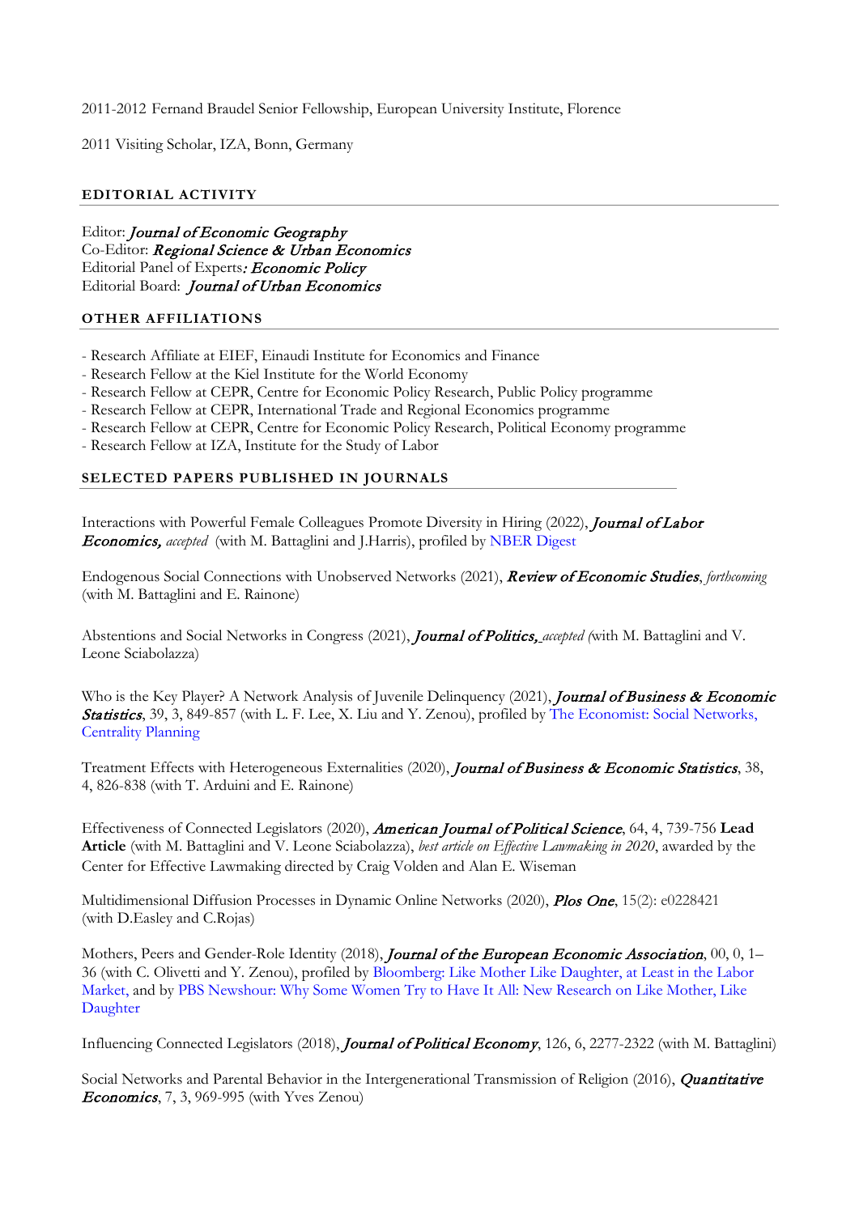2011-2012 Fernand Braudel Senior Fellowship, European University Institute, Florence

2011 Visiting Scholar, IZA, Bonn, Germany

## EDITORIAL ACTIVITY

Editor: *Journal of Economic Geography*
Co-Editor: *Regional Science & Urban Economics*
Editorial Panel of Experts*: Economic Policy*
Editorial Board: *Journal of Urban Economics*

## OTHER AFFILIATIONS

- Research Affiliate at EIEF, Einaudi Institute for Economics and Finance
- Research Fellow at the Kiel Institute for the World Economy
- Research Fellow at CEPR, Centre for Economic Policy Research, Public Policy programme
- Research Fellow at CEPR, International Trade and Regional Economics programme
- Research Fellow at CEPR, Centre for Economic Policy Research, Political Economy programme
- Research Fellow at IZA, Institute for the Study of Labor

## SELECTED PAPERS PUBLISHED IN JOURNALS

Interactions with Powerful Female Colleagues Promote Diversity in Hiring (2022), ***Journal of Labor Economics,*** *accepted* (with M. Battaglini and J.Harris), profiled by NBER Digest

Endogenous Social Connections with Unobserved Networks (2021), ***Review of Economic Studies***, *forthcoming* (with M. Battaglini and E. Rainone)

Abstentions and Social Networks in Congress (2021), ***Journal of Politics,*** *accepted* (with M. Battaglini and V. Leone Sciabolazza)

Who is the Key Player? A Network Analysis of Juvenile Delinquency (2021), ***Journal of Business & Economic Statistics***, 39, 3, 849-857 (with L. F. Lee, X. Liu and Y. Zenou), profiled by The Economist: Social Networks, Centrality Planning

Treatment Effects with Heterogeneous Externalities (2020), ***Journal of Business & Economic Statistics***, 38, 4, 826-838 (with T. Arduini and E. Rainone)

Effectiveness of Connected Legislators (2020), ***American Journal of Political Science***, 64, 4, 739-756 **Lead Article** (with M. Battaglini and V. Leone Sciabolazza), *best article on Effective Lawmaking in 2020*, awarded by the Center for Effective Lawmaking directed by Craig Volden and Alan E. Wiseman

Multidimensional Diffusion Processes in Dynamic Online Networks (2020), ***Plos One***, 15(2): e0228421 (with D.Easley and C.Rojas)

Mothers, Peers and Gender-Role Identity (2018), ***Journal of the European Economic Association***, 00, 0, 1–36 (with C. Olivetti and Y. Zenou), profiled by Bloomberg: Like Mother Like Daughter, at Least in the Labor Market, and by PBS Newshour: Why Some Women Try to Have It All: New Research on Like Mother, Like Daughter

Influencing Connected Legislators (2018), ***Journal of Political Economy***, 126, 6, 2277-2322 (with M. Battaglini)

Social Networks and Parental Behavior in the Intergenerational Transmission of Religion (2016), ***Quantitative Economics***, 7, 3, 969-995 (with Yves Zenou)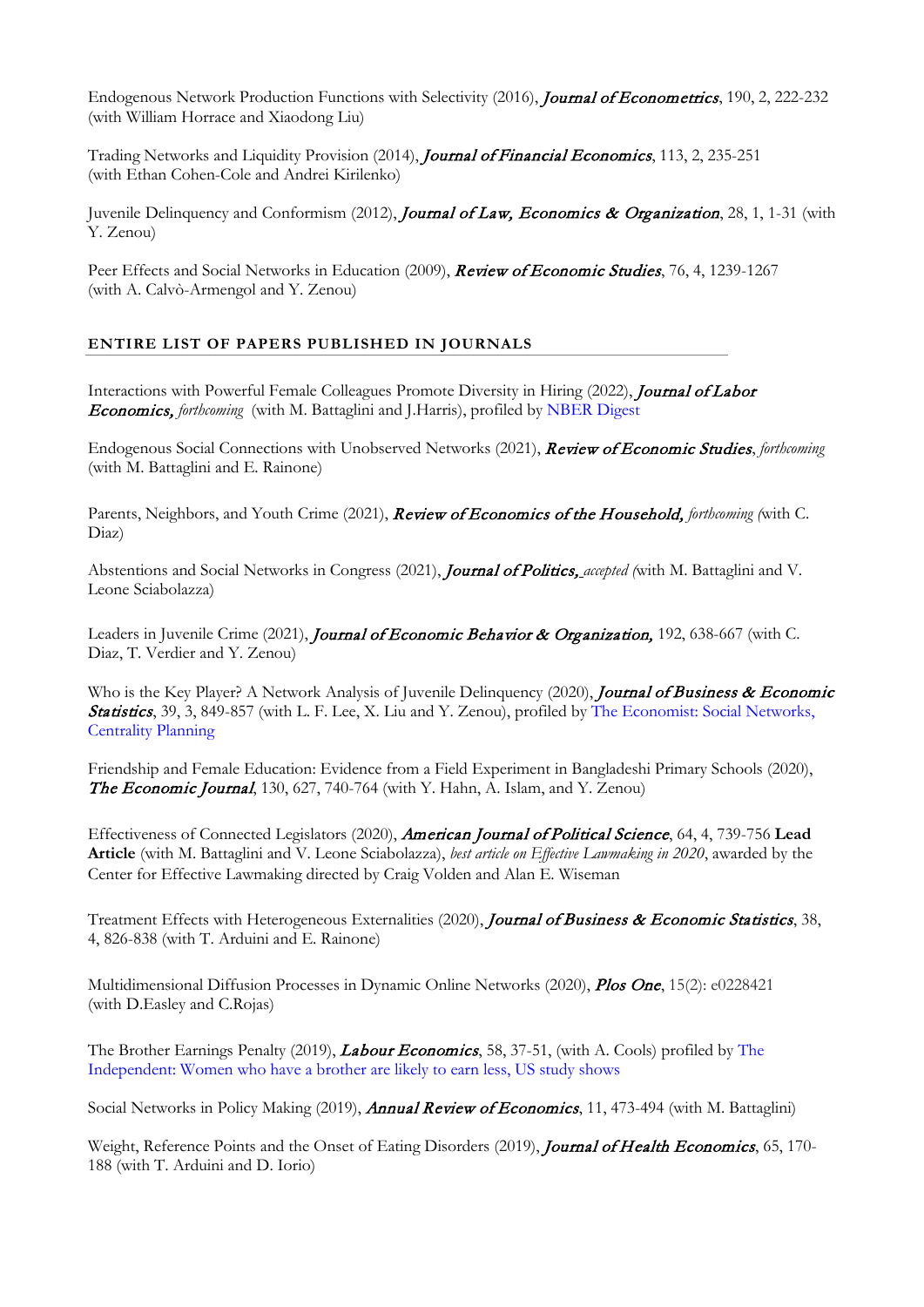Endogenous Network Production Functions with Selectivity (2016), ***Journal of Econometrics***, 190, 2, 222-232 (with William Horrace and Xiaodong Liu)

Trading Networks and Liquidity Provision (2014), ***Journal of Financial Economics***, 113, 2, 235-251 (with Ethan Cohen-Cole and Andrei Kirilenko)

Juvenile Delinquency and Conformism (2012), ***Journal of Law, Economics & Organization***, 28, 1, 1-31 (with Y. Zenou)

Peer Effects and Social Networks in Education (2009), ***Review of Economic Studies***, 76, 4, 1239-1267 (with A. Calvò-Armengol and Y. Zenou)

## ENTIRE LIST OF PAPERS PUBLISHED IN JOURNALS

Interactions with Powerful Female Colleagues Promote Diversity in Hiring (2022), ***Journal of Labor Economics,*** *forthcoming* (with M. Battaglini and J.Harris), profiled by NBER Digest

Endogenous Social Connections with Unobserved Networks (2021), ***Review of Economic Studies***, *forthcoming* (with M. Battaglini and E. Rainone)

Parents, Neighbors, and Youth Crime (2021), ***Review of Economics of the Household,*** *forthcoming* (with C. Diaz)

Abstentions and Social Networks in Congress (2021), ***Journal of Politics,*** *accepted* (with M. Battaglini and V. Leone Sciabolazza)

Leaders in Juvenile Crime (2021), ***Journal of Economic Behavior & Organization,*** 192, 638-667 (with C. Diaz, T. Verdier and Y. Zenou)

Who is the Key Player? A Network Analysis of Juvenile Delinquency (2020), ***Journal of Business & Economic Statistics***, 39, 3, 849-857 (with L. F. Lee, X. Liu and Y. Zenou), profiled by The Economist: Social Networks, Centrality Planning

Friendship and Female Education: Evidence from a Field Experiment in Bangladeshi Primary Schools (2020), ***The Economic Journal***, 130, 627, 740-764 (with Y. Hahn, A. Islam, and Y. Zenou)

Effectiveness of Connected Legislators (2020), ***American Journal of Political Science***, 64, 4, 739-756 **Lead Article** (with M. Battaglini and V. Leone Sciabolazza), *best article on Effective Lawmaking in 2020*, awarded by the Center for Effective Lawmaking directed by Craig Volden and Alan E. Wiseman

Treatment Effects with Heterogeneous Externalities (2020), ***Journal of Business & Economic Statistics***, 38, 4, 826-838 (with T. Arduini and E. Rainone)

Multidimensional Diffusion Processes in Dynamic Online Networks (2020), ***Plos One***, 15(2): e0228421 (with D.Easley and C.Rojas)

The Brother Earnings Penalty (2019), ***Labour Economics***, 58, 37-51, (with A. Cools) profiled by The Independent: Women who have a brother are likely to earn less, US study shows

Social Networks in Policy Making (2019), ***Annual Review of Economics***, 11, 473-494 (with M. Battaglini)

Weight, Reference Points and the Onset of Eating Disorders (2019), ***Journal of Health Economics***, 65, 170-188 (with T. Arduini and D. Iorio)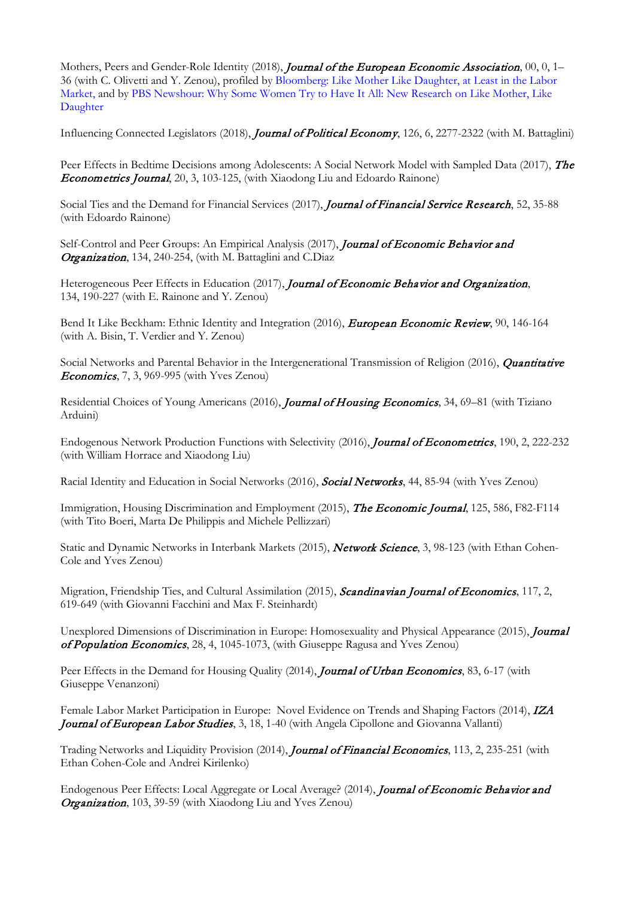Mothers, Peers and Gender-Role Identity (2018), *Journal of the European Economic Association*, 00, 0, 1–36 (with C. Olivetti and Y. Zenou), profiled by Bloomberg: Like Mother Like Daughter, at Least in the Labor Market, and by PBS Newshour: Why Some Women Try to Have It All: New Research on Like Mother, Like Daughter

Influencing Connected Legislators (2018), *Journal of Political Economy*, 126, 6, 2277-2322 (with M. Battaglini)

Peer Effects in Bedtime Decisions among Adolescents: A Social Network Model with Sampled Data (2017), *The Econometrics Journal*, 20, 3, 103-125, (with Xiaodong Liu and Edoardo Rainone)

Social Ties and the Demand for Financial Services (2017), *Journal of Financial Service Research*, 52, 35-88 (with Edoardo Rainone)

Self-Control and Peer Groups: An Empirical Analysis (2017), *Journal of Economic Behavior and Organization*, 134, 240-254, (with M. Battaglini and C.Diaz

Heterogeneous Peer Effects in Education (2017), *Journal of Economic Behavior and Organization*, 134, 190-227 (with E. Rainone and Y. Zenou)

Bend It Like Beckham: Ethnic Identity and Integration (2016), *European Economic Review*, 90, 146-164 (with A. Bisin, T. Verdier and Y. Zenou)

Social Networks and Parental Behavior in the Intergenerational Transmission of Religion (2016), *Quantitative Economics*, 7, 3, 969-995 (with Yves Zenou)

Residential Choices of Young Americans (2016), *Journal of Housing Economics*, 34, 69–81 (with Tiziano Arduini)

Endogenous Network Production Functions with Selectivity (2016), *Journal of Econometrics*, 190, 2, 222-232 (with William Horrace and Xiaodong Liu)

Racial Identity and Education in Social Networks (2016), *Social Networks*, 44, 85-94 (with Yves Zenou)

Immigration, Housing Discrimination and Employment (2015), *The Economic Journal*, 125, 586, F82-F114 (with Tito Boeri, Marta De Philippis and Michele Pellizzari)

Static and Dynamic Networks in Interbank Markets (2015), *Network Science*, 3, 98-123 (with Ethan Cohen-Cole and Yves Zenou)

Migration, Friendship Ties, and Cultural Assimilation (2015), *Scandinavian Journal of Economics*, 117, 2, 619-649 (with Giovanni Facchini and Max F. Steinhardt)

Unexplored Dimensions of Discrimination in Europe: Homosexuality and Physical Appearance (2015), *Journal of Population Economics*, 28, 4, 1045-1073, (with Giuseppe Ragusa and Yves Zenou)

Peer Effects in the Demand for Housing Quality (2014), *Journal of Urban Economics*, 83, 6-17 (with Giuseppe Venanzoni)

Female Labor Market Participation in Europe: Novel Evidence on Trends and Shaping Factors (2014), *IZA Journal of European Labor Studies*, 3, 18, 1-40 (with Angela Cipollone and Giovanna Vallanti)

Trading Networks and Liquidity Provision (2014), *Journal of Financial Economics*, 113, 2, 235-251 (with Ethan Cohen-Cole and Andrei Kirilenko)

Endogenous Peer Effects: Local Aggregate or Local Average? (2014), *Journal of Economic Behavior and Organization*, 103, 39-59 (with Xiaodong Liu and Yves Zenou)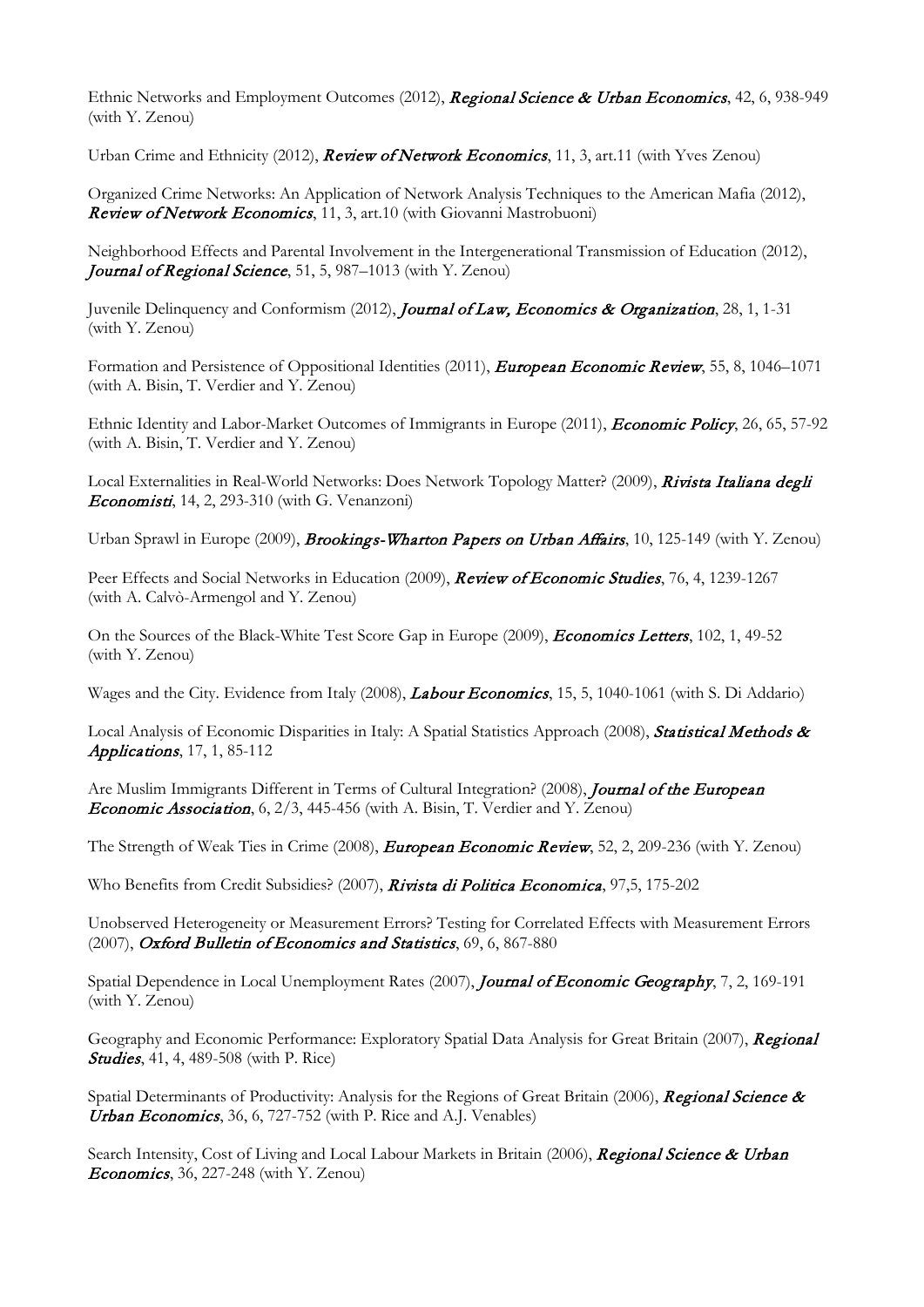Ethnic Networks and Employment Outcomes (2012), *Regional Science & Urban Economics*, 42, 6, 938-949 (with Y. Zenou)

Urban Crime and Ethnicity (2012), *Review of Network Economics*, 11, 3, art.11 (with Yves Zenou)

Organized Crime Networks: An Application of Network Analysis Techniques to the American Mafia (2012), *Review of Network Economics*, 11, 3, art.10 (with Giovanni Mastrobuoni)

Neighborhood Effects and Parental Involvement in the Intergenerational Transmission of Education (2012), *Journal of Regional Science*, 51, 5, 987–1013 (with Y. Zenou)

Juvenile Delinquency and Conformism (2012), *Journal of Law, Economics & Organization*, 28, 1, 1-31 (with Y. Zenou)

Formation and Persistence of Oppositional Identities (2011), *European Economic Review*, 55, 8, 1046–1071 (with A. Bisin, T. Verdier and Y. Zenou)

Ethnic Identity and Labor-Market Outcomes of Immigrants in Europe (2011), *Economic Policy*, 26, 65, 57-92 (with A. Bisin, T. Verdier and Y. Zenou)

Local Externalities in Real-World Networks: Does Network Topology Matter? (2009), *Rivista Italiana degli Economisti*, 14, 2, 293-310 (with G. Venanzoni)

Urban Sprawl in Europe (2009), *Brookings-Wharton Papers on Urban Affairs*, 10, 125-149 (with Y. Zenou)

Peer Effects and Social Networks in Education (2009), *Review of Economic Studies*, 76, 4, 1239-1267 (with A. Calvò-Armengol and Y. Zenou)

On the Sources of the Black-White Test Score Gap in Europe (2009), *Economics Letters*, 102, 1, 49-52 (with Y. Zenou)

Wages and the City. Evidence from Italy (2008), *Labour Economics*, 15, 5, 1040-1061 (with S. Di Addario)

Local Analysis of Economic Disparities in Italy: A Spatial Statistics Approach (2008), *Statistical Methods & Applications*, 17, 1, 85-112

Are Muslim Immigrants Different in Terms of Cultural Integration? (2008), *Journal of the European Economic Association*, 6, 2/3, 445-456 (with A. Bisin, T. Verdier and Y. Zenou)

The Strength of Weak Ties in Crime (2008), *European Economic Review*, 52, 2, 209-236 (with Y. Zenou)

Who Benefits from Credit Subsidies? (2007), *Rivista di Politica Economica*, 97,5, 175-202

Unobserved Heterogeneity or Measurement Errors? Testing for Correlated Effects with Measurement Errors (2007), *Oxford Bulletin of Economics and Statistics*, 69, 6, 867-880

Spatial Dependence in Local Unemployment Rates (2007), *Journal of Economic Geography*, 7, 2, 169-191 (with Y. Zenou)

Geography and Economic Performance: Exploratory Spatial Data Analysis for Great Britain (2007), *Regional Studies*, 41, 4, 489-508 (with P. Rice)

Spatial Determinants of Productivity: Analysis for the Regions of Great Britain (2006), *Regional Science & Urban Economics*, 36, 6, 727-752 (with P. Rice and A.J. Venables)

Search Intensity, Cost of Living and Local Labour Markets in Britain (2006), *Regional Science & Urban Economics*, 36, 227-248 (with Y. Zenou)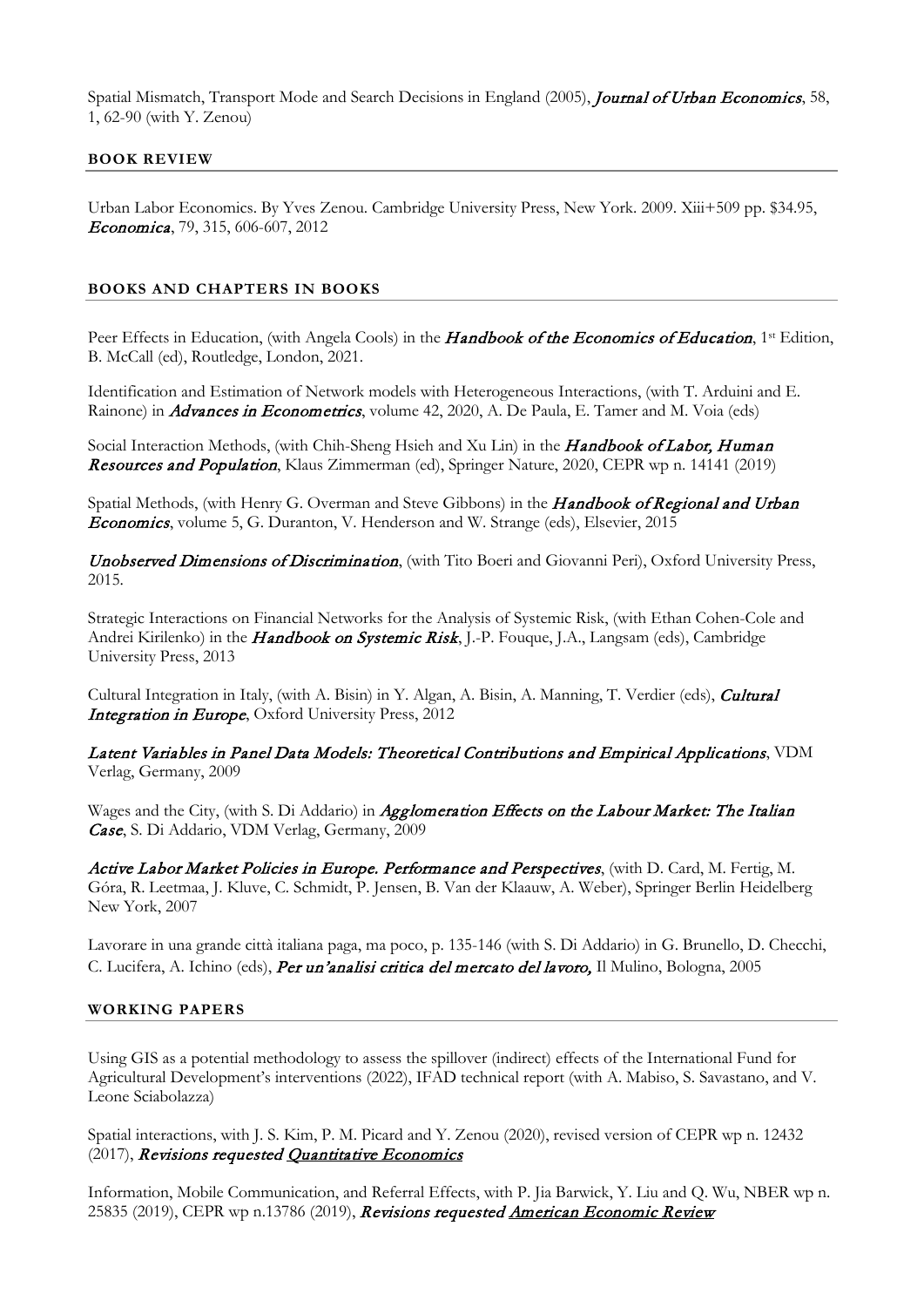Spatial Mismatch, Transport Mode and Search Decisions in England (2005), *Journal of Urban Economics*, 58, 1, 62-90 (with Y. Zenou)

## BOOK REVIEW

Urban Labor Economics. By Yves Zenou. Cambridge University Press, New York. 2009. Xiii+509 pp. $34.95, *Economica*, 79, 315, 606-607, 2012

## BOOKS AND CHAPTERS IN BOOKS

Peer Effects in Education, (with Angela Cools) in the ***Handbook of the Economics of Education***, 1st Edition, B. McCall (ed), Routledge, London, 2021.

Identification and Estimation of Network models with Heterogeneous Interactions, (with T. Arduini and E. Rainone) in ***Advances in Econometrics***, volume 42, 2020, A. De Paula, E. Tamer and M. Voia (eds)

Social Interaction Methods, (with Chih-Sheng Hsieh and Xu Lin) in the ***Handbook of Labor, Human Resources and Population***, Klaus Zimmerman (ed), Springer Nature, 2020, CEPR wp n. 14141 (2019)

Spatial Methods, (with Henry G. Overman and Steve Gibbons) in the ***Handbook of Regional and Urban Economics***, volume 5, G. Duranton, V. Henderson and W. Strange (eds), Elsevier, 2015

***Unobserved Dimensions of Discrimination***, (with Tito Boeri and Giovanni Peri), Oxford University Press, 2015.

Strategic Interactions on Financial Networks for the Analysis of Systemic Risk, (with Ethan Cohen-Cole and Andrei Kirilenko) in the ***Handbook on Systemic Risk***, J.-P. Fouque, J.A., Langsam (eds), Cambridge University Press, 2013

Cultural Integration in Italy, (with A. Bisin) in Y. Algan, A. Bisin, A. Manning, T. Verdier (eds), ***Cultural Integration in Europe***, Oxford University Press, 2012

***Latent Variables in Panel Data Models: Theoretical Contributions and Empirical Applications***, VDM Verlag, Germany, 2009

Wages and the City, (with S. Di Addario) in ***Agglomeration Effects on the Labour Market: The Italian Case***, S. Di Addario, VDM Verlag, Germany, 2009

***Active Labor Market Policies in Europe. Performance and Perspectives***, (with D. Card, M. Fertig, M. Góra, R. Leetmaa, J. Kluve, C. Schmidt, P. Jensen, B. Van der Klaauw, A. Weber), Springer Berlin Heidelberg New York, 2007

Lavorare in una grande città italiana paga, ma poco, p. 135-146 (with S. Di Addario) in G. Brunello, D. Checchi, C. Lucifera, A. Ichino (eds), ***Per un'analisi critica del mercato del lavoro,*** Il Mulino, Bologna, 2005

## WORKING PAPERS

Using GIS as a potential methodology to assess the spillover (indirect) effects of the International Fund for Agricultural Development's interventions (2022), IFAD technical report (with A. Mabiso, S. Savastano, and V. Leone Sciabolazza)

Spatial interactions, with J. S. Kim, P. M. Picard and Y. Zenou (2020), revised version of CEPR wp n. 12432 (2017), ***Revisions requested Quantitative Economics***

Information, Mobile Communication, and Referral Effects, with P. Jia Barwick, Y. Liu and Q. Wu, NBER wp n. 25835 (2019), CEPR wp n.13786 (2019), ***Revisions requested American Economic Review***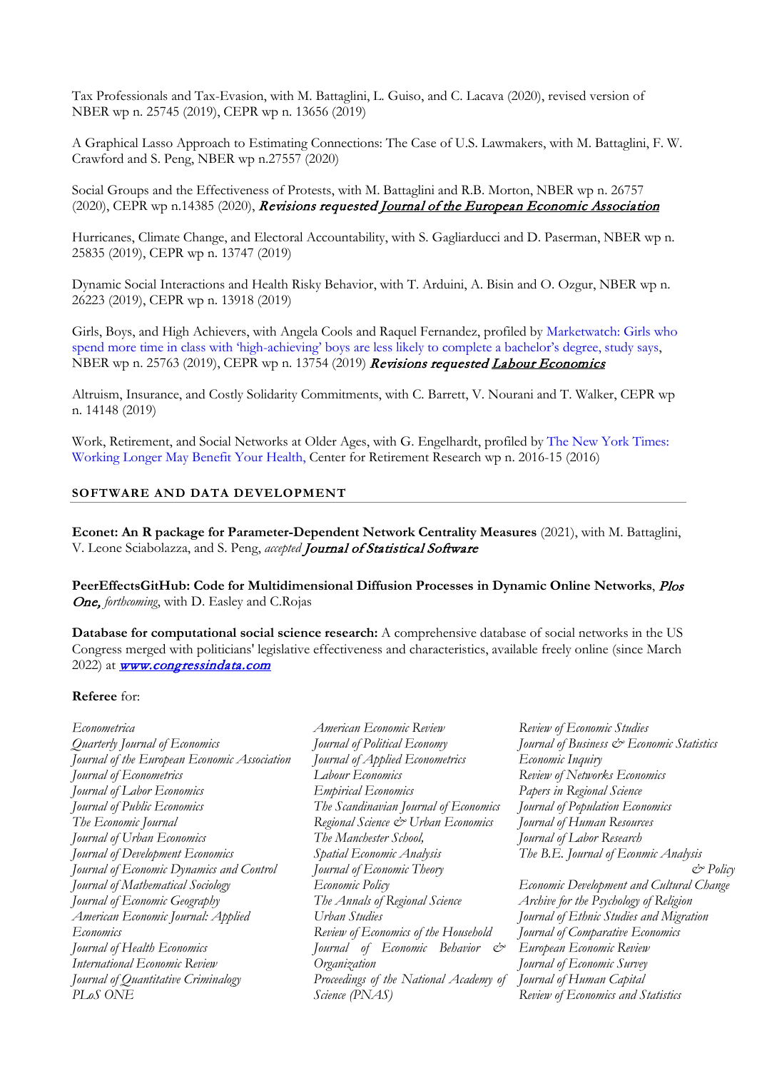Tax Professionals and Tax-Evasion, with M. Battaglini, L. Guiso, and C. Lacava (2020), revised version of NBER wp n. 25745 (2019), CEPR wp n. 13656 (2019)

A Graphical Lasso Approach to Estimating Connections: The Case of U.S. Lawmakers, with M. Battaglini, F. W. Crawford and S. Peng, NBER wp n.27557 (2020)

Social Groups and the Effectiveness of Protests, with M. Battaglini and R.B. Morton, NBER wp n. 26757 (2020), CEPR wp n.14385 (2020), ***Revisions requested Journal of the European Economic Association***

Hurricanes, Climate Change, and Electoral Accountability, with S. Gagliarducci and D. Paserman, NBER wp n. 25835 (2019), CEPR wp n. 13747 (2019)

Dynamic Social Interactions and Health Risky Behavior, with T. Arduini, A. Bisin and O. Ozgur, NBER wp n. 26223 (2019), CEPR wp n. 13918 (2019)

Girls, Boys, and High Achievers, with Angela Cools and Raquel Fernandez, profiled by Marketwatch: Girls who spend more time in class with 'high-achieving' boys are less likely to complete a bachelor's degree, study says, NBER wp n. 25763 (2019), CEPR wp n. 13754 (2019) ***Revisions requested Labour Economics***

Altruism, Insurance, and Costly Solidarity Commitments, with C. Barrett, V. Nourani and T. Walker, CEPR wp n. 14148 (2019)

Work, Retirement, and Social Networks at Older Ages, with G. Engelhardt, profiled by The New York Times: Working Longer May Benefit Your Health, Center for Retirement Research wp n. 2016-15 (2016)

## SOFTWARE AND DATA DEVELOPMENT

**Econet: An R package for Parameter-Dependent Network Centrality Measures** (2021), with M. Battaglini, V. Leone Sciabolazza, and S. Peng, *accepted* ***Journal of Statistical Software***

**PeerEffectsGitHub: Code for Multidimensional Diffusion Processes in Dynamic Online Networks**, ***Plos One,*** *forthcoming*, with D. Easley and C.Rojas

**Database for computational social science research:** A comprehensive database of social networks in the US Congress merged with politicians' legislative effectiveness and characteristics, available freely online (since March 2022) at ***www.congressindata.com***

**Referee** for:

*Econometrica*
*Quarterly Journal of Economics*
*Journal of the European Economic Association*
*Journal of Econometrics*
*Journal of Labor Economics*
*Journal of Public Economics*
*The Economic Journal*
*Journal of Urban Economics*
*Journal of Development Economics*
*Journal of Economic Dynamics and Control*
*Journal of Mathematical Sociology*
*Journal of Economic Geography*
*American Economic Journal: Applied Economics*
*Journal of Health Economics*
*International Economic Review*
*Journal of Quantitative Criminalogy*
*PLoS ONE*
*American Economic Review*
*Journal of Political Economy*
*Journal of Applied Econometrics*
*Labour Economics*
*Empirical Economics*
*The Scandinavian Journal of Economics*
*Regional Science & Urban Economics*
*The Manchester School,*
*Spatial Economic Analysis*
*Journal of Economic Theory*
*Economic Policy*
*The Annals of Regional Science*
*Urban Studies*
*Review of Economics of the Household*
*Journal of Economic Behavior & Organization*
*Proceedings of the National Academy of Science (PNAS)*
*Review of Economic Studies*
*Journal of Business & Economic Statistics*
*Economic Inquiry*
*Review of Networks Economics*
*Papers in Regional Science*
*Journal of Population Economics*
*Journal of Human Resources*
*Journal of Labor Research*
*The B.E. Journal of Economic Analysis & Policy*
*Economic Development and Cultural Change*
*Archive for the Psychology of Religion*
*Journal of Ethnic Studies and Migration*
*Journal of Comparative Economics*
*European Economic Review*
*Journal of Economic Survey*
*Journal of Human Capital*
*Review of Economics and Statistics*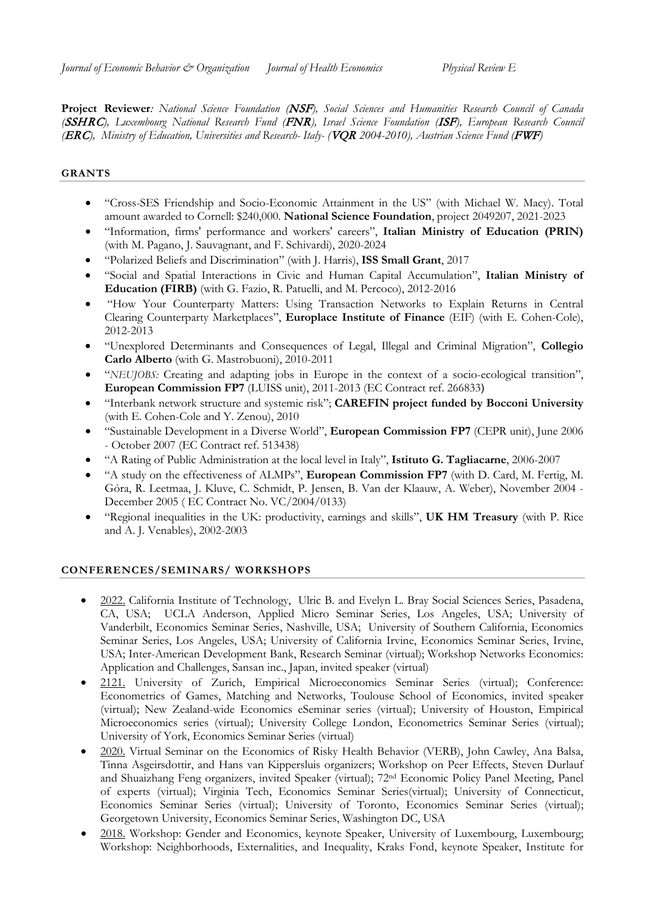*Journal of Economic Behavior & Organization* *Journal of Health Economics* *Physical Review E*

**Project Reviewer***: National Science Foundation (***NSF***), Social Sciences and Humanities Research Council of Canada (***SSHRC***), Luxembourg National Research Fund (***FNR***), Israel Science Foundation (***ISF***), European Research Council (***ERC***), Ministry of Education, Universities and Research- Italy- (***VQR** *2004-2010), Austrian Science Fund (***FWF***)*

## GRANTS

- "Cross-SES Friendship and Socio-Economic Attainment in the US" (with Michael W. Macy). Total amount awarded to Cornell: $240,000. **National Science Foundation**, project 2049207, 2021-2023
- "Information, firms' performance and workers' careers", **Italian Ministry of Education (PRIN)** (with M. Pagano, J. Sauvagnant, and F. Schivardi), 2020-2024
- "Polarized Beliefs and Discrimination" (with J. Harris), **ISS Small Grant**, 2017
- "Social and Spatial Interactions in Civic and Human Capital Accumulation", **Italian Ministry of Education (FIRB)** (with G. Fazio, R. Patuelli, and M. Percoco), 2012-2016
- "How Your Counterparty Matters: Using Transaction Networks to Explain Returns in Central Clearing Counterparty Marketplaces", **Europlace Institute of Finance** (EIF) (with E. Cohen-Cole), 2012-2013
- "Unexplored Determinants and Consequences of Legal, Illegal and Criminal Migration", **Collegio Carlo Alberto** (with G. Mastrobuoni), 2010-2011
- "*NEUJOBS:* Creating and adapting jobs in Europe in the context of a socio-ecological transition", **European Commission FP7** (LUISS unit), 2011-2013 (EC Contract ref. 266833**)**
- "Interbank network structure and systemic risk"; **CAREFIN project funded by Bocconi University** (with E. Cohen-Cole and Y. Zenou), 2010
- "Sustainable Development in a Diverse World", **European Commission FP7** (CEPR unit), June 2006 - October 2007 (EC Contract ref. 513438)
- "A Rating of Public Administration at the local level in Italy", **Istituto G. Tagliacarne**, 2006-2007
- "A study on the effectiveness of ALMPs", **European Commission FP7** (with D. Card, M. Fertig, M. Góra, R. Leetmaa, J. Kluve, C. Schmidt, P. Jensen, B. Van der Klaauw, A. Weber), November 2004 - December 2005 ( EC Contract No. VC/2004/0133)
- "Regional inequalities in the UK: productivity, earnings and skills", **UK HM Treasury** (with P. Rice and A. J. Venables), 2002-2003

## CONFERENCES/SEMINARS/ WORKSHOPS

- 2022. California Institute of Technology, Ulric B. and Evelyn L. Bray Social Sciences Series, Pasadena, CA, USA; UCLA Anderson, Applied Micro Seminar Series, Los Angeles, USA; University of Vanderbilt, Economics Seminar Series, Nashville, USA; University of Southern California, Economics Seminar Series, Los Angeles, USA; University of California Irvine, Economics Seminar Series, Irvine, USA; Inter-American Development Bank, Research Seminar (virtual); Workshop Networks Economics: Application and Challenges, Sansan inc., Japan, invited speaker (virtual)
- 2121. University of Zurich, Empirical Microeconomics Seminar Series (virtual); Conference: Econometrics of Games, Matching and Networks, Toulouse School of Economics, invited speaker (virtual); New Zealand-wide Economics eSeminar series (virtual); University of Houston, Empirical Microeconomics series (virtual); University College London, Econometrics Seminar Series (virtual); University of York, Economics Seminar Series (virtual)
- 2020. Virtual Seminar on the Economics of Risky Health Behavior (VERB), John Cawley, Ana Balsa, Tinna Asgeirsdottir, and Hans van Kippersluis organizers; Workshop on Peer Effects, Steven Durlauf and Shuaizhang Feng organizers, invited Speaker (virtual); 72[nd] Economic Policy Panel Meeting, Panel of experts (virtual); Virginia Tech, Economics Seminar Series(virtual); University of Connecticut, Economics Seminar Series (virtual); University of Toronto, Economics Seminar Series (virtual); Georgetown University, Economics Seminar Series, Washington DC, USA
- 2018. Workshop: Gender and Economics, keynote Speaker, University of Luxembourg, Luxembourg; Workshop: Neighborhoods, Externalities, and Inequality, Kraks Fond, keynote Speaker, Institute for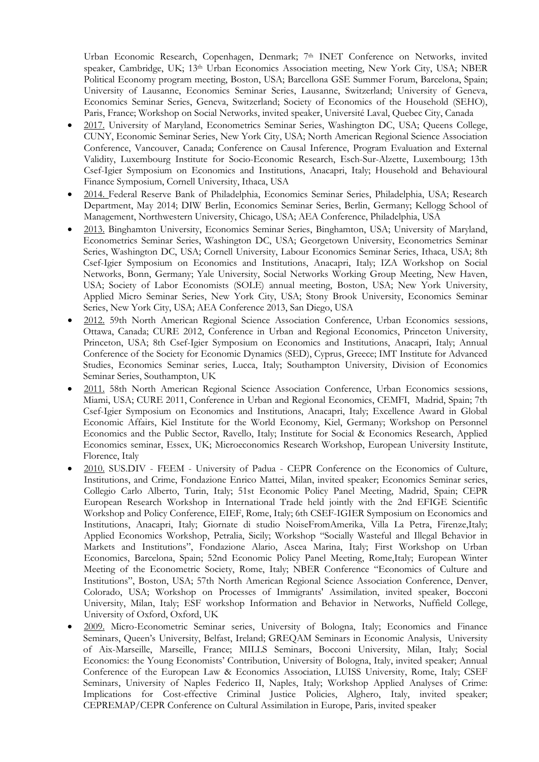Urban Economic Research, Copenhagen, Denmark; 7th INET Conference on Networks, invited speaker, Cambridge, UK; 13th Urban Economics Association meeting, New York City, USA; NBER Political Economy program meeting, Boston, USA; Barcellona GSE Summer Forum, Barcelona, Spain; University of Lausanne, Economics Seminar Series, Lausanne, Switzerland; University of Geneva, Economics Seminar Series, Geneva, Switzerland; Society of Economics of the Household (SEHO), Paris, France; Workshop on Social Networks, invited speaker, Université Laval, Quebec City, Canada

- 2017. University of Maryland, Econometrics Seminar Series, Washington DC, USA; Queens College, CUNY, Economic Seminar Series, New York City, USA; North American Regional Science Association Conference, Vancouver, Canada; Conference on Causal Inference, Program Evaluation and External Validity, Luxembourg Institute for Socio-Economic Research, Esch-Sur-Alzette, Luxembourg; 13th Csef-Igier Symposium on Economics and Institutions, Anacapri, Italy; Household and Behavioural Finance Symposium, Cornell University, Ithaca, USA
- 2014. Federal Reserve Bank of Philadelphia, Economics Seminar Series, Philadelphia, USA; Research Department, May 2014; DIW Berlin, Economics Seminar Series, Berlin, Germany; Kellogg School of Management, Northwestern University, Chicago, USA; AEA Conference, Philadelphia, USA
- 2013. Binghamton University, Economics Seminar Series, Binghamton, USA; University of Maryland, Econometrics Seminar Series, Washington DC, USA; Georgetown University, Econometrics Seminar Series, Washington DC, USA; Cornell University, Labour Economics Seminar Series, Ithaca, USA; 8th Csef-Igier Symposium on Economics and Institutions, Anacapri, Italy; IZA Workshop on Social Networks, Bonn, Germany; Yale University, Social Networks Working Group Meeting, New Haven, USA; Society of Labor Economists (SOLE) annual meeting, Boston, USA; New York University, Applied Micro Seminar Series, New York City, USA; Stony Brook University, Economics Seminar Series, New York City, USA; AEA Conference 2013, San Diego, USA
- 2012. 59th North American Regional Science Association Conference, Urban Economics sessions, Ottawa, Canada; CURE 2012, Conference in Urban and Regional Economics, Princeton University, Princeton, USA; 8th Csef-Igier Symposium on Economics and Institutions, Anacapri, Italy; Annual Conference of the Society for Economic Dynamics (SED), Cyprus, Greece; IMT Institute for Advanced Studies, Economics Seminar series, Lucca, Italy; Southampton University, Division of Economics Seminar Series, Southampton, UK
- 2011. 58th North American Regional Science Association Conference, Urban Economics sessions, Miami, USA; CURE 2011, Conference in Urban and Regional Economics, CEMFI, Madrid, Spain; 7th Csef-Igier Symposium on Economics and Institutions, Anacapri, Italy; Excellence Award in Global Economic Affairs, Kiel Institute for the World Economy, Kiel, Germany; Workshop on Personnel Economics and the Public Sector, Ravello, Italy; Institute for Social & Economics Research, Applied Economics seminar, Essex, UK; Microeconomics Research Workshop, European University Institute, Florence, Italy
- 2010. SUS.DIV - FEEM - University of Padua - CEPR Conference on the Economics of Culture, Institutions, and Crime, Fondazione Enrico Mattei, Milan, invited speaker; Economics Seminar series, Collegio Carlo Alberto, Turin, Italy; 51st Economic Policy Panel Meeting, Madrid, Spain; CEPR European Research Workshop in International Trade held jointly with the 2nd EFIGE Scientific Workshop and Policy Conference, EIEF, Rome, Italy; 6th CSEF-IGIER Symposium on Economics and Institutions, Anacapri, Italy; Giornate di studio NoiseFromAmerika, Villa La Petra, Firenze,Italy; Applied Economics Workshop, Petralia, Sicily; Workshop "Socially Wasteful and Illegal Behavior in Markets and Institutions", Fondazione Alario, Ascea Marina, Italy; First Workshop on Urban Economics, Barcelona, Spain; 52nd Economic Policy Panel Meeting, Rome,Italy; European Winter Meeting of the Econometric Society, Rome, Italy; NBER Conference "Economics of Culture and Institutions", Boston, USA; 57th North American Regional Science Association Conference, Denver, Colorado, USA; Workshop on Processes of Immigrants' Assimilation, invited speaker, Bocconi University, Milan, Italy; ESF workshop Information and Behavior in Networks, Nuffield College, University of Oxford, Oxford, UK
- 2009. Micro-Econometric Seminar series, University of Bologna, Italy; Economics and Finance Seminars, Queen's University, Belfast, Ireland; GREQAM Seminars in Economic Analysis, University of Aix-Marseille, Marseille, France; MILLS Seminars, Bocconi University, Milan, Italy; Social Economics: the Young Economists' Contribution, University of Bologna, Italy, invited speaker; Annual Conference of the European Law & Economics Association, LUISS University, Rome, Italy; CSEF Seminars, University of Naples Federico II, Naples, Italy; Workshop Applied Analyses of Crime: Implications for Cost-effective Criminal Justice Policies, Alghero, Italy, invited speaker; CEPREMAP/CEPR Conference on Cultural Assimilation in Europe, Paris, invited speaker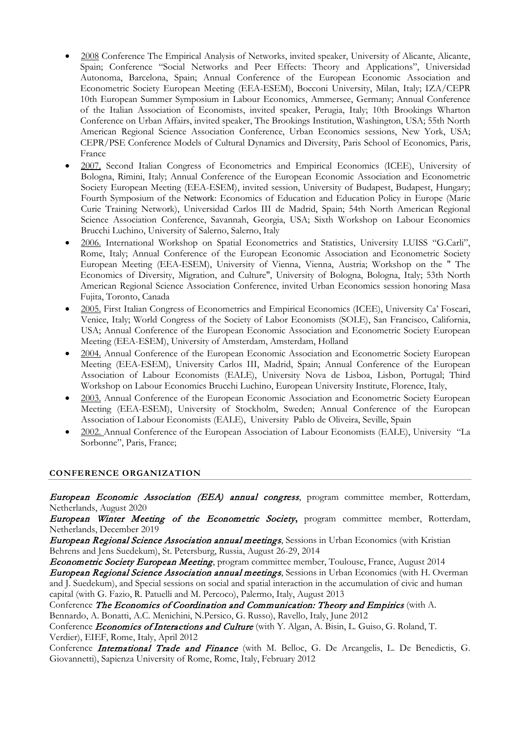- 2008 Conference The Empirical Analysis of Networks, invited speaker, University of Alicante, Alicante, Spain; Conference "Social Networks and Peer Effects: Theory and Applications", Universidad Autonoma, Barcelona, Spain; Annual Conference of the European Economic Association and Econometric Society European Meeting (EEA-ESEM), Bocconi University, Milan, Italy; IZA/CEPR 10th European Summer Symposium in Labour Economics, Ammersee, Germany; Annual Conference of the Italian Association of Economists, invited speaker, Perugia, Italy; 10th Brookings Wharton Conference on Urban Affairs, invited speaker, The Brookings Institution, Washington, USA; 55th North American Regional Science Association Conference, Urban Economics sessions, New York, USA; CEPR/PSE Conference Models of Cultural Dynamics and Diversity, Paris School of Economics, Paris, France
- 2007. Second Italian Congress of Econometrics and Empirical Economics (ICEE), University of Bologna, Rimini, Italy; Annual Conference of the European Economic Association and Econometric Society European Meeting (EEA-ESEM), invited session, University of Budapest, Budapest, Hungary; Fourth Symposium of the Network: Economics of Education and Education Policy in Europe (Marie Curie Training Network), Universidad Carlos III de Madrid, Spain; 54th North American Regional Science Association Conference, Savannah, Georgia, USA; Sixth Workshop on Labour Economics Brucchi Luchino, University of Salerno, Salerno, Italy
- 2006. International Workshop on Spatial Econometrics and Statistics, University LUISS "G.Carli", Rome, Italy; Annual Conference of the European Economic Association and Econometric Society European Meeting (EEA-ESEM), University of Vienna, Vienna, Austria; Workshop on the " The Economics of Diversity, Migration, and Culture", University of Bologna, Bologna, Italy; 53th North American Regional Science Association Conference, invited Urban Economics session honoring Masa Fujita, Toronto, Canada
- 2005. First Italian Congress of Econometrics and Empirical Economics (ICEE), University Ca' Foscari, Venice, Italy; World Congress of the Society of Labor Economists (SOLE), San Francisco, California, USA; Annual Conference of the European Economic Association and Econometric Society European Meeting (EEA-ESEM), University of Amsterdam, Amsterdam, Holland
- 2004. Annual Conference of the European Economic Association and Econometric Society European Meeting (EEA-ESEM), University Carlos III, Madrid, Spain; Annual Conference of the European Association of Labour Economists (EALE), University Nova de Lisboa, Lisbon, Portugal; Third Workshop on Labour Economics Brucchi Luchino, European University Institute, Florence, Italy,
- 2003. Annual Conference of the European Economic Association and Econometric Society European Meeting (EEA-ESEM), University of Stockholm, Sweden; Annual Conference of the European Association of Labour Economists (EALE), University Pablo de Oliveira, Seville, Spain
- 2002. Annual Conference of the European Association of Labour Economists (EALE), University "La Sorbonne", Paris, France;

## CONFERENCE ORGANIZATION

***European Economic Association (EEA) annual congress***, program committee member, Rotterdam, Netherlands, August 2020

***European Winter Meeting of the Econometric Society***, program committee member, Rotterdam, Netherlands, December 2019

***European Regional Science Association annual meetings***, Sessions in Urban Economics (with Kristian Behrens and Jens Suedekum), St. Petersburg, Russia, August 26-29, 2014

***Econometric Society European Meeting***, program committee member, Toulouse, France, August 2014

***European Regional Science Association annual meetings***, Sessions in Urban Economics (with H. Overman and J. Suedekum), and Special sessions on social and spatial interaction in the accumulation of civic and human capital (with G. Fazio, R. Patuelli and M. Percoco), Palermo, Italy, August 2013

Conference ***The Economics of Coordination and Communication: Theory and Empirics*** (with A. Bennardo, A. Bonatti, A.C. Menichini, N.Persico, G. Russo), Ravello, Italy, June 2012

Conference ***Economics of Interactions and Culture*** (with Y. Algan, A. Bisin, L. Guiso, G. Roland, T. Verdier), EIEF, Rome, Italy, April 2012

Conference ***International Trade and Finance*** (with M. Belloc, G. De Arcangelis, L. De Benedictis, G. Giovannetti), Sapienza University of Rome, Rome, Italy, February 2012